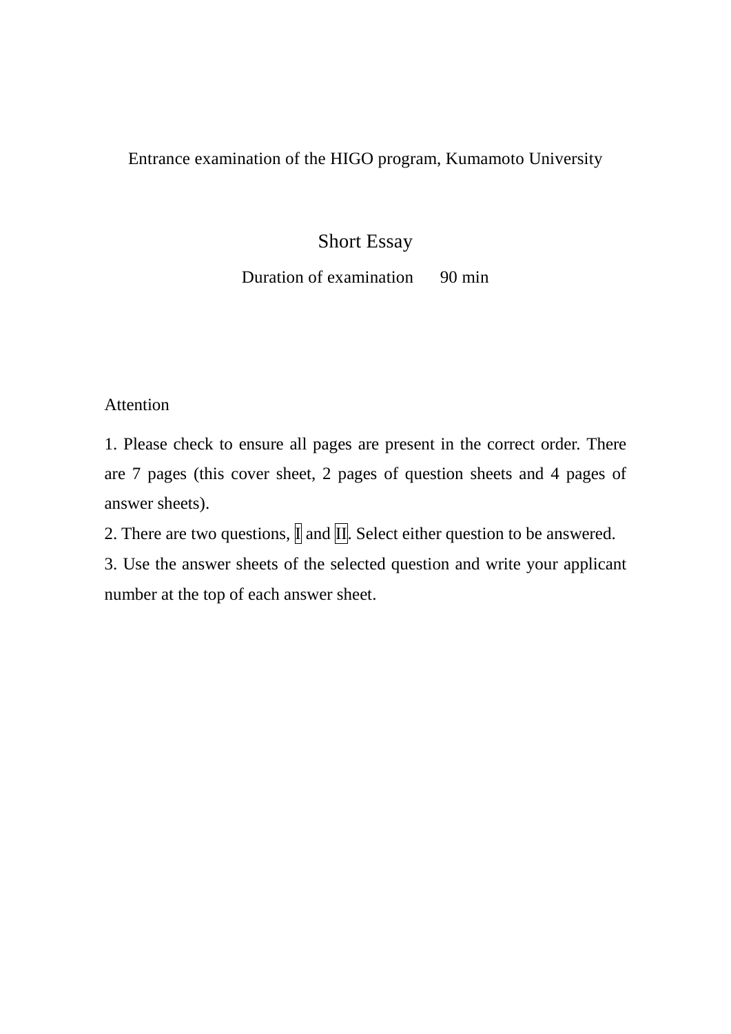Entrance examination of the HIGO program, Kumamoto University

# Short Essay

Duration of examination　90 min

Attention

1. Please check to ensure all pages are present in the correct order. There are 7 pages (this cover sheet, 2 pages of question sheets and 4 pages of answer sheets).
2. There are two questions, I and II. Select either question to be answered.
3. Use the answer sheets of the selected question and write your applicant number at the top of each answer sheet.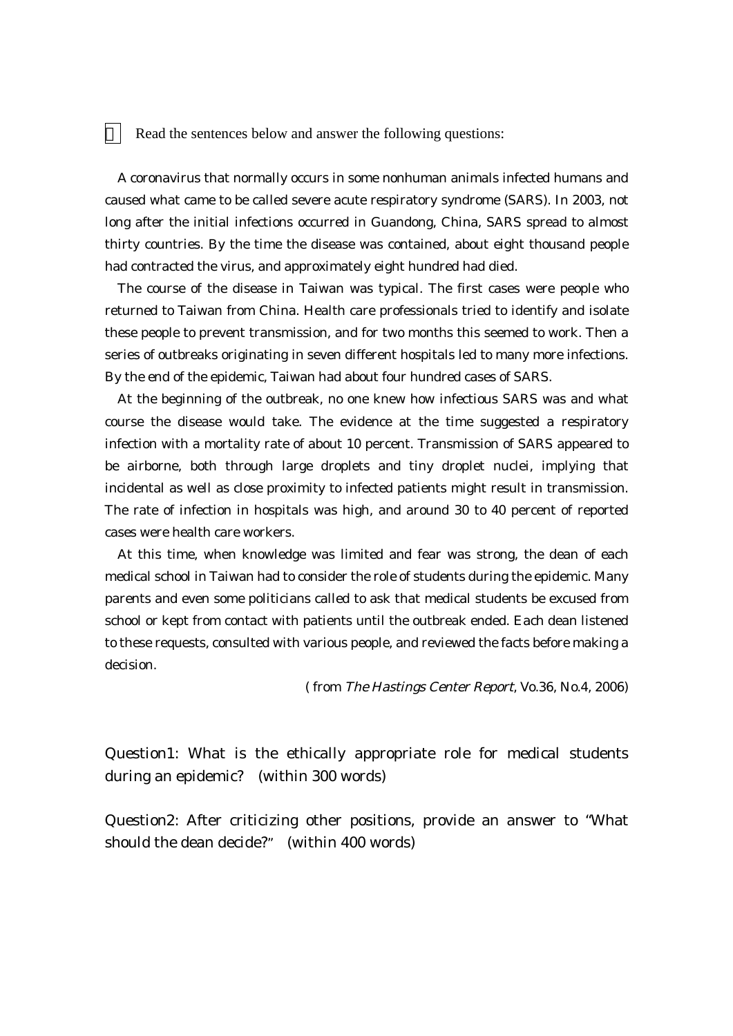Read the sentences below and answer the following questions:

A coronavirus that normally occurs in some nonhuman animals infected humans and caused what came to be called severe acute respiratory syndrome (SARS). In 2003, not long after the initial infections occurred in Guandong, China, SARS spread to almost thirty countries. By the time the disease was contained, about eight thousand people had contracted the virus, and approximately eight hundred had died.

The course of the disease in Taiwan was typical. The first cases were people who returned to Taiwan from China. Health care professionals tried to identify and isolate these people to prevent transmission, and for two months this seemed to work. Then a series of outbreaks originating in seven different hospitals led to many more infections. By the end of the epidemic, Taiwan had about four hundred cases of SARS.

At the beginning of the outbreak, no one knew how infectious SARS was and what course the disease would take. The evidence at the time suggested a respiratory infection with a mortality rate of about 10 percent. Transmission of SARS appeared to be airborne, both through large droplets and tiny droplet nuclei, implying that incidental as well as close proximity to infected patients might result in transmission. The rate of infection in hospitals was high, and around 30 to 40 percent of reported cases were health care workers.

At this time, when knowledge was limited and fear was strong, the dean of each medical school in Taiwan had to consider the role of students during the epidemic. Many parents and even some politicians called to ask that medical students be excused from school or kept from contact with patients until the outbreak ended. Each dean listened to these requests, consulted with various people, and reviewed the facts before making a decision.

( from *The Hastings Center Report*, Vo.36, No.4, 2006)

Question1: What is the ethically appropriate role for medical students during an epidemic? (within 300 words)

Question2: After criticizing other positions, provide an answer to "What should the dean decide?" (within 400 words)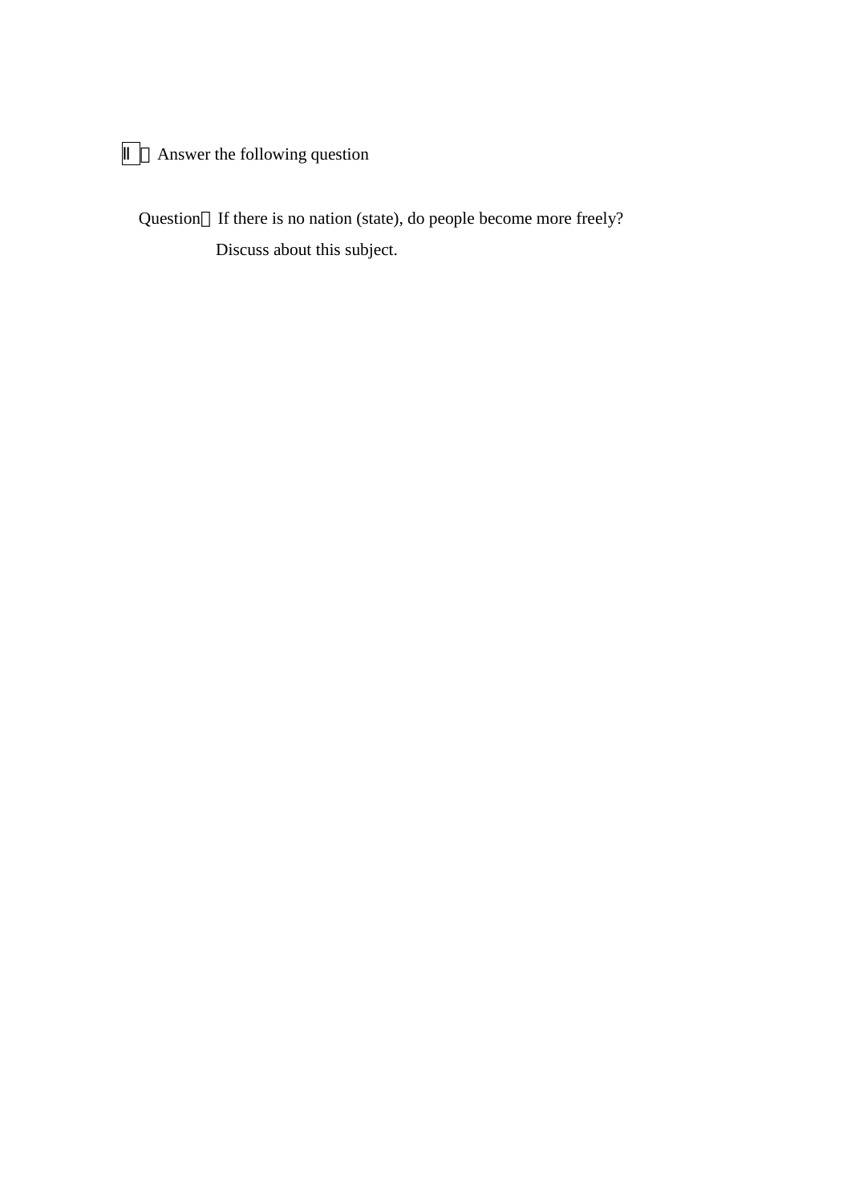Ⅱ．Answer the following question

Question：If there is no nation (state), do people become more freely?
Discuss about this subject.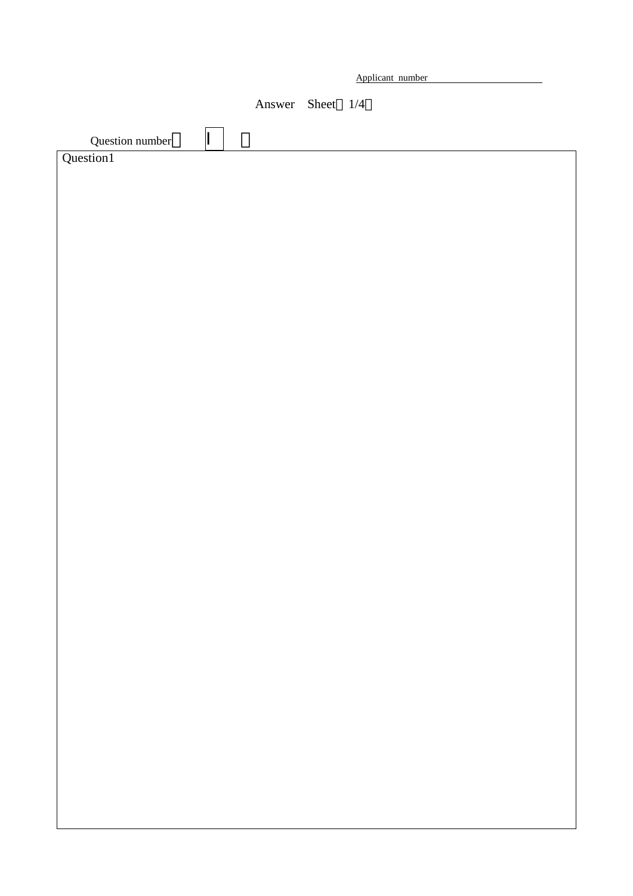Applicant number ______________

Answer Sheet（1/4）

Question number（ I ）

Question1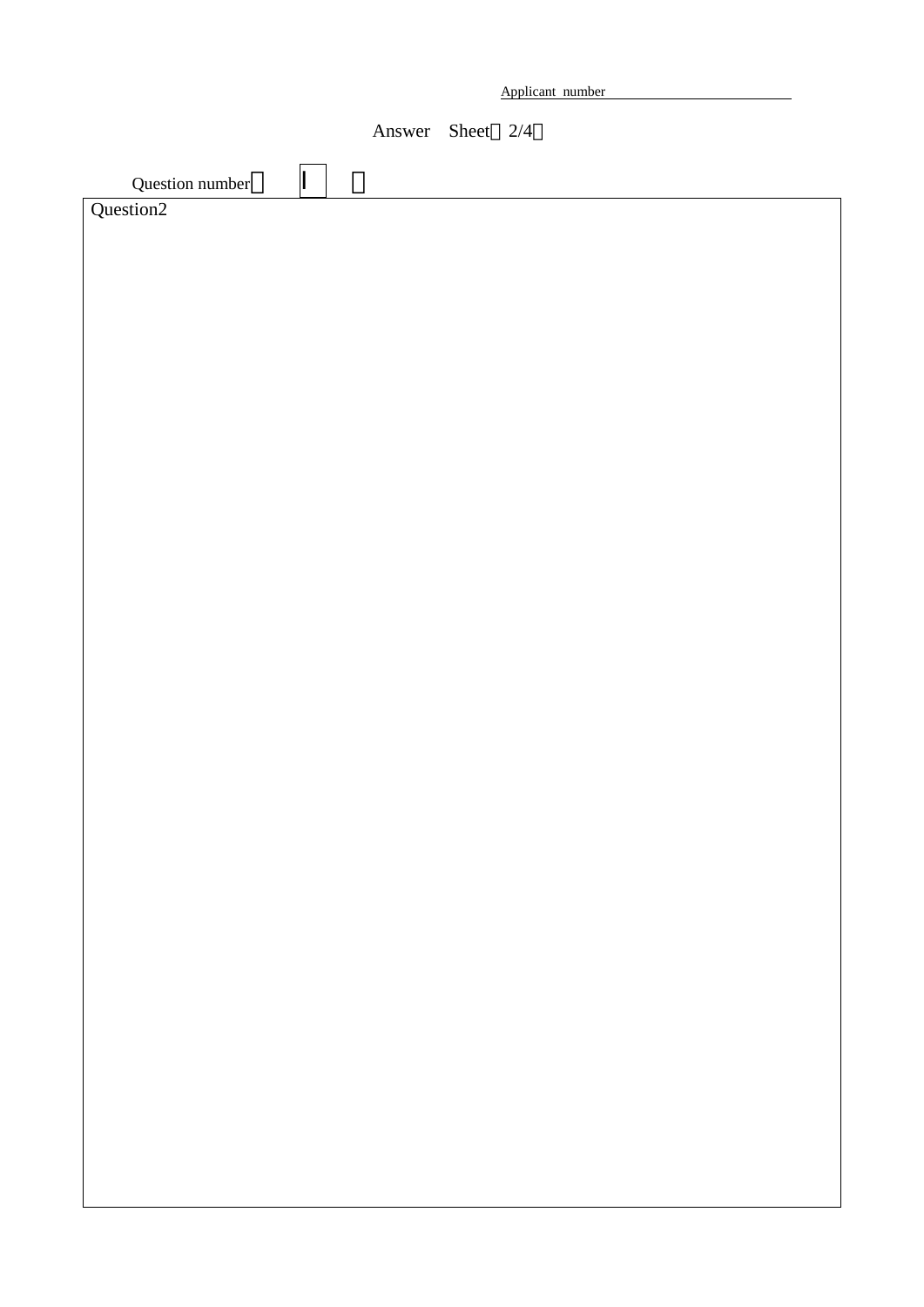Applicant number

Answer Sheet（2/4）

Question number（ I ）

Question2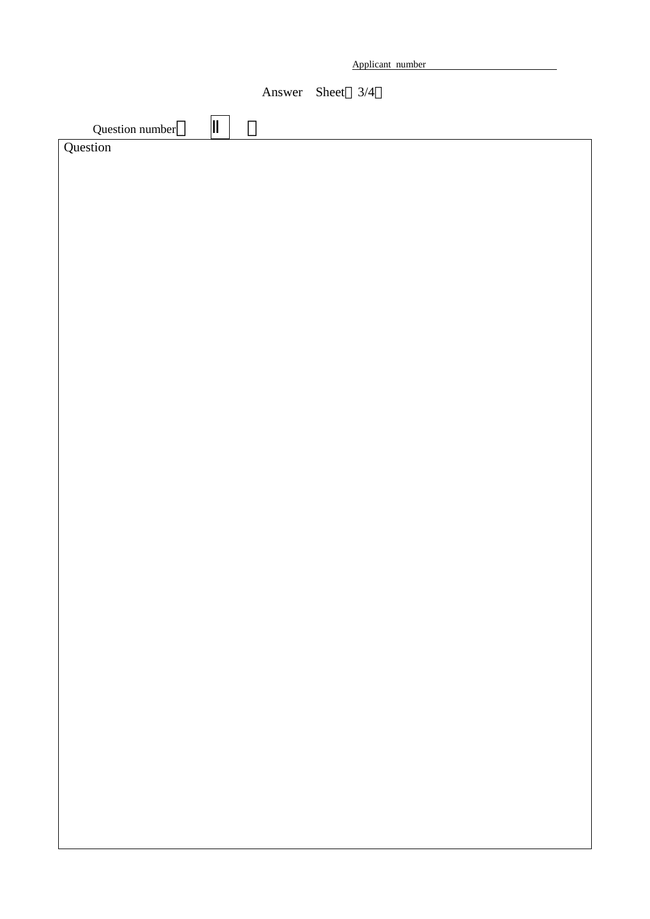Applicant number

Answer Sheet（3/4）

Question number（ Ⅱ ）

Question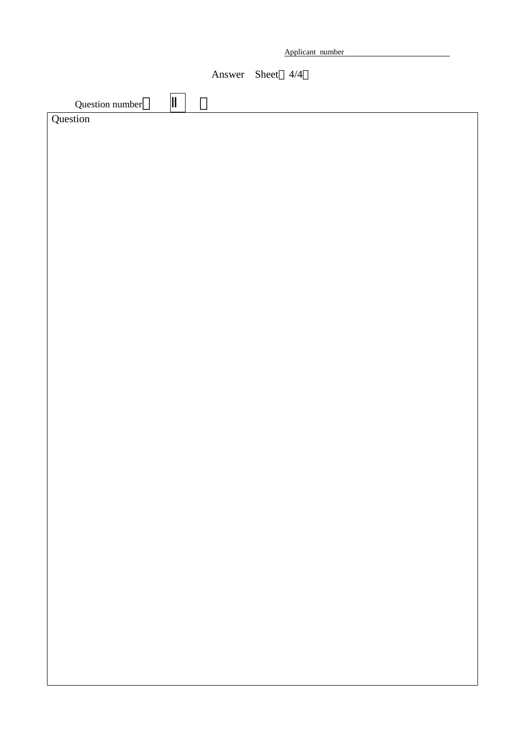Applicant number ______________________

Answer Sheet（4/4）

Question number（ Ⅱ ）

Question